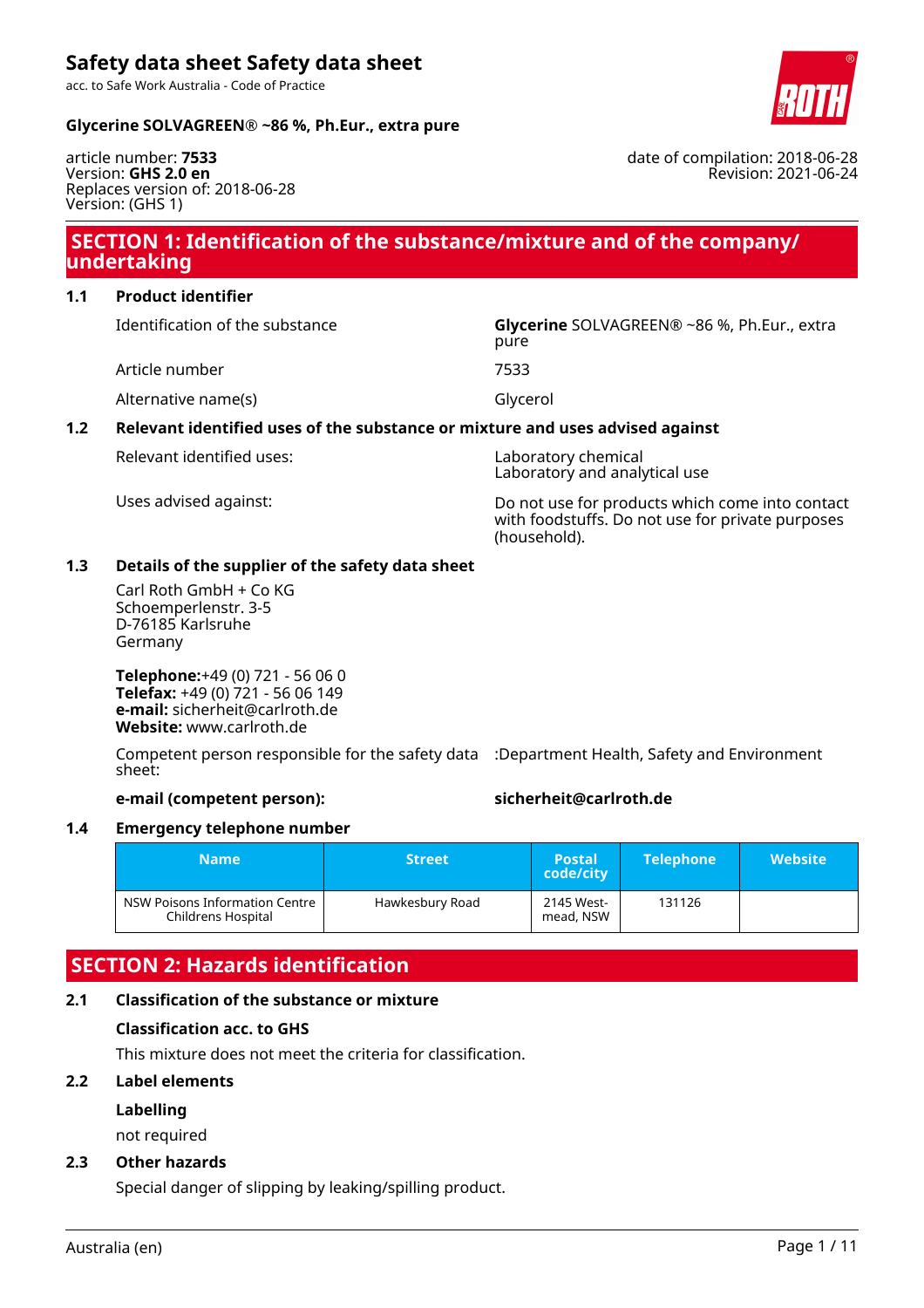# Safety data sheet Safety data sheet

acc. to Safe Work Australia - Code of Practice

**Glycerine SOLVAGREEN® ~86 %, Ph.Eur., extra pure**

article number: **7533**
Version: **GHS 2.0 en**
Replaces version of: 2018-06-28
Version: (GHS 1)

date of compilation: 2018-06-28
Revision: 2021-06-24

## SECTION 1: Identification of the substance/mixture and of the company/undertaking

### 1.1 Product identifier

Identification of the substance: **Glycerine** SOLVAGREEN® ~86 %, Ph.Eur., extra pure

Article number: 7533

Alternative name(s): Glycerol

### 1.2 Relevant identified uses of the substance or mixture and uses advised against

Relevant identified uses: Laboratory chemical
Laboratory and analytical use

Uses advised against: Do not use for products which come into contact with foodstuffs. Do not use for private purposes (household).

### 1.3 Details of the supplier of the safety data sheet

Carl Roth GmbH + Co KG
Schoemperlenstr. 3-5
D-76185 Karlsruhe
Germany

**Telephone:**+49 (0) 721 - 56 06 0
**Telefax:** +49 (0) 721 - 56 06 149
**e-mail:** sicherheit@carlroth.de
**Website:** www.carlroth.de

Competent person responsible for the safety data sheet: :Department Health, Safety and Environment

**e-mail (competent person):** **sicherheit@carlroth.de**

### 1.4 Emergency telephone number

| Name | Street | Postal code/city | Telephone | Website |
|---|---|---|---|---|
| NSW Poisons Information Centre Childrens Hospital | Hawkesbury Road | 2145 Westmead, NSW | 131126 | |

## SECTION 2: Hazards identification

### 2.1 Classification of the substance or mixture

**Classification acc. to GHS**

This mixture does not meet the criteria for classification.

### 2.2 Label elements

**Labelling**

not required

### 2.3 Other hazards

Special danger of slipping by leaking/spilling product.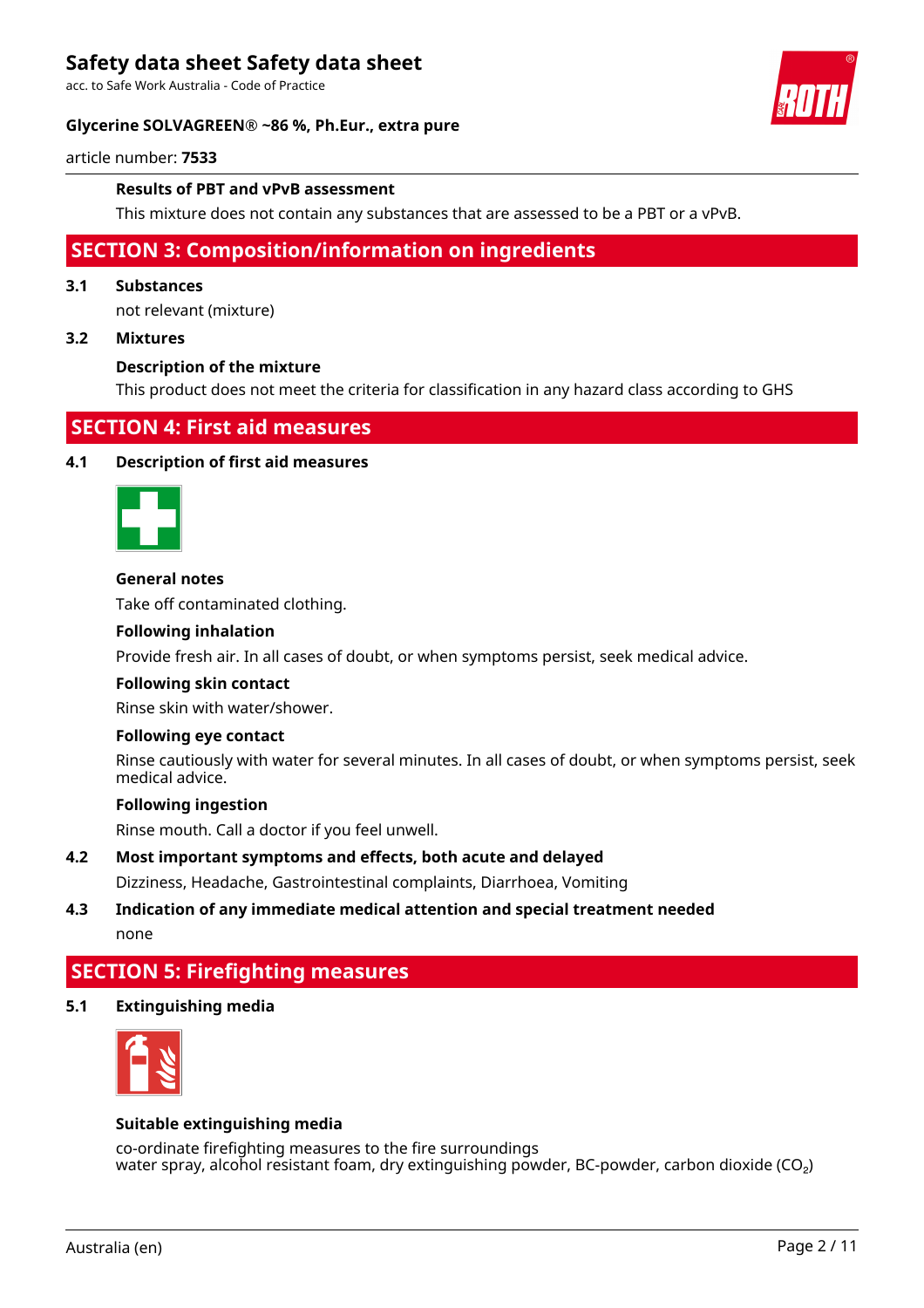### Results of PBT and vPvB assessment

This mixture does not contain any substances that are assessed to be a PBT or a vPvB.

## SECTION 3: Composition/information on ingredients

### 3.1 Substances

not relevant (mixture)

### 3.2 Mixtures

**Description of the mixture**

This product does not meet the criteria for classification in any hazard class according to GHS

## SECTION 4: First aid measures

### 4.1 Description of first aid measures

**General notes**

Take off contaminated clothing.

**Following inhalation**

Provide fresh air. In all cases of doubt, or when symptoms persist, seek medical advice.

**Following skin contact**

Rinse skin with water/shower.

**Following eye contact**

Rinse cautiously with water for several minutes. In all cases of doubt, or when symptoms persist, seek medical advice.

**Following ingestion**

Rinse mouth. Call a doctor if you feel unwell.

### 4.2 Most important symptoms and effects, both acute and delayed

Dizziness, Headache, Gastrointestinal complaints, Diarrhoea, Vomiting

### 4.3 Indication of any immediate medical attention and special treatment needed

none

## SECTION 5: Firefighting measures

### 5.1 Extinguishing media

**Suitable extinguishing media**

co-ordinate firefighting measures to the fire surroundings
water spray, alcohol resistant foam, dry extinguishing powder, BC-powder, carbon dioxide ($CO_2$)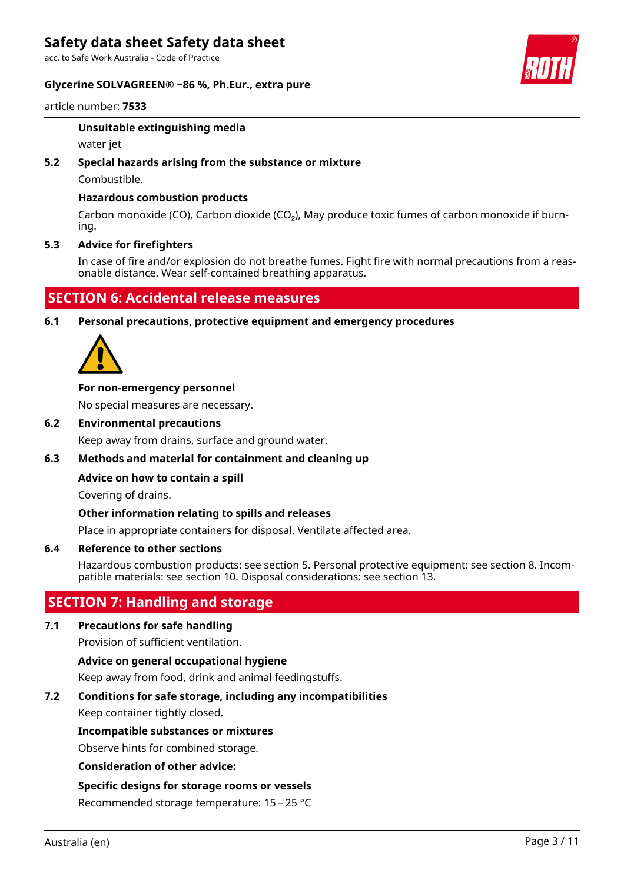**Unsuitable extinguishing media**

water jet

### 5.2 Special hazards arising from the substance or mixture

Combustible.

**Hazardous combustion products**

Carbon monoxide (CO), Carbon dioxide ($CO_2$), May produce toxic fumes of carbon monoxide if burning.

### 5.3 Advice for firefighters

In case of fire and/or explosion do not breathe fumes. Fight fire with normal precautions from a reasonable distance. Wear self-contained breathing apparatus.

## SECTION 6: Accidental release measures

### 6.1 Personal precautions, protective equipment and emergency procedures

**For non-emergency personnel**

No special measures are necessary.

### 6.2 Environmental precautions

Keep away from drains, surface and ground water.

### 6.3 Methods and material for containment and cleaning up

**Advice on how to contain a spill**

Covering of drains.

**Other information relating to spills and releases**

Place in appropriate containers for disposal. Ventilate affected area.

### 6.4 Reference to other sections

Hazardous combustion products: see section 5. Personal protective equipment: see section 8. Incompatible materials: see section 10. Disposal considerations: see section 13.

## SECTION 7: Handling and storage

### 7.1 Precautions for safe handling

Provision of sufficient ventilation.

**Advice on general occupational hygiene**

Keep away from food, drink and animal feedingstuffs.

### 7.2 Conditions for safe storage, including any incompatibilities

Keep container tightly closed.

**Incompatible substances or mixtures**

Observe hints for combined storage.

**Consideration of other advice:**

**Specific designs for storage rooms or vessels**

Recommended storage temperature: 15 – 25 °C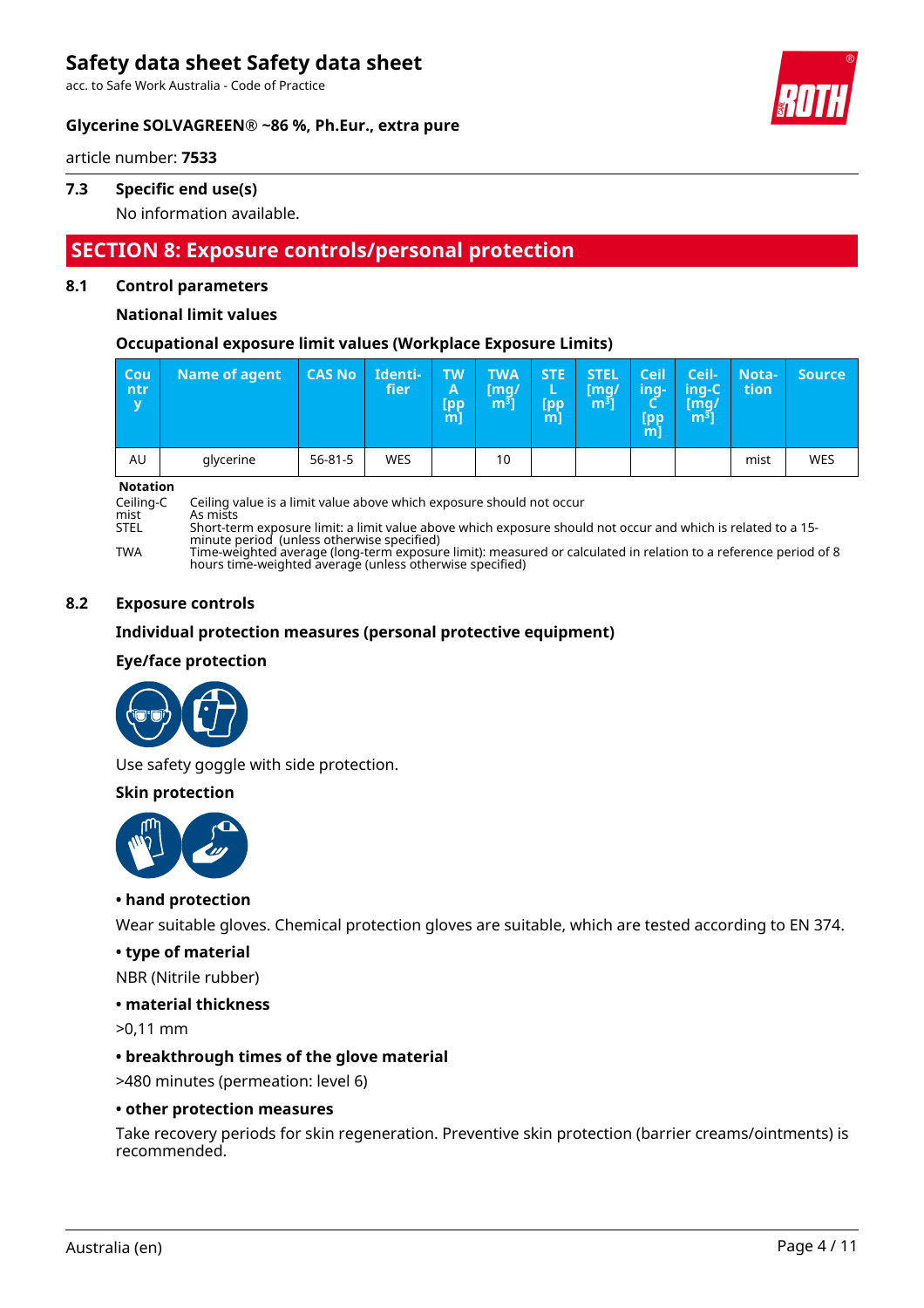### 7.3 Specific end use(s)

No information available.

## SECTION 8: Exposure controls/personal protection

### 8.1 Control parameters

**National limit values**

**Occupational exposure limit values (Workplace Exposure Limits)**

| Country | Name of agent | CAS No | Identi-fier | TWA [ppm] | TWA [mg/m³] | STEL [ppm] | STEL [mg/m³] | Ceiling-C [ppm] | Ceil-ing-C [mg/m³] | Nota-tion | Source |
|---|---|---|---|---|---|---|---|---|---|---|---|
| AU | glycerine | 56-81-5 | WES | | 10 | | | | | mist | WES |

**Notation**

Ceiling-C Ceiling value is a limit value above which exposure should not occur
mist As mists
STEL Short-term exposure limit: a limit value above which exposure should not occur and which is related to a 15-minute period (unless otherwise specified)
TWA Time-weighted average (long-term exposure limit): measured or calculated in relation to a reference period of 8 hours time-weighted average (unless otherwise specified)

### 8.2 Exposure controls

**Individual protection measures (personal protective equipment)**

**Eye/face protection**

Use safety goggle with side protection.

**Skin protection**

**• hand protection**

Wear suitable gloves. Chemical protection gloves are suitable, which are tested according to EN 374.

**• type of material**

NBR (Nitrile rubber)

**• material thickness**

>0,11 mm

**• breakthrough times of the glove material**

>480 minutes (permeation: level 6)

**• other protection measures**

Take recovery periods for skin regeneration. Preventive skin protection (barrier creams/ointments) is recommended.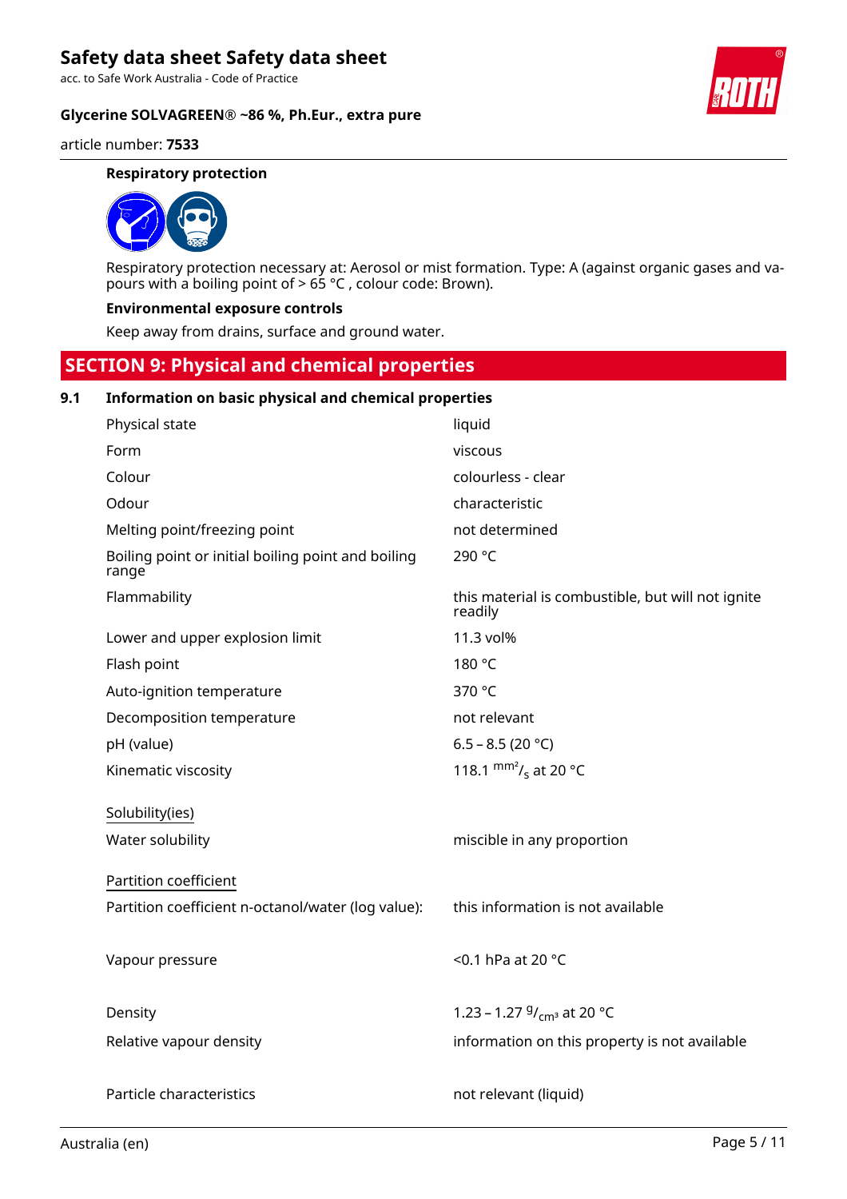### Respiratory protection

Respiratory protection necessary at: Aerosol or mist formation. Type: A (against organic gases and vapours with a boiling point of > 65 °C , colour code: Brown).

### Environmental exposure controls

Keep away from drains, surface and ground water.

## SECTION 9: Physical and chemical properties

### 9.1 Information on basic physical and chemical properties

| | |
|---|---|
| Physical state | liquid |
| Form | viscous |
| Colour | colourless - clear |
| Odour | characteristic |
| Melting point/freezing point | not determined |
| Boiling point or initial boiling point and boiling range | 290 °C |
| Flammability | this material is combustible, but will not ignite readily |
| Lower and upper explosion limit | 11.3 vol% |
| Flash point | 180 °C |
| Auto-ignition temperature | 370 °C |
| Decomposition temperature | not relevant |
| pH (value) | 6.5 – 8.5 (20 °C) |
| Kinematic viscosity | 118.1 $^{mm^2}/_{s}$ at 20 °C |
| Solubility(ies) | |
| Water solubility | miscible in any proportion |
| Partition coefficient | |
| Partition coefficient n-octanol/water (log value): | this information is not available |
| Vapour pressure | <0.1 hPa at 20 °C |
| Density | 1.23 – 1.27 $^{g}/_{cm^3}$ at 20 °C |
| Relative vapour density | information on this property is not available |
| Particle characteristics | not relevant (liquid) |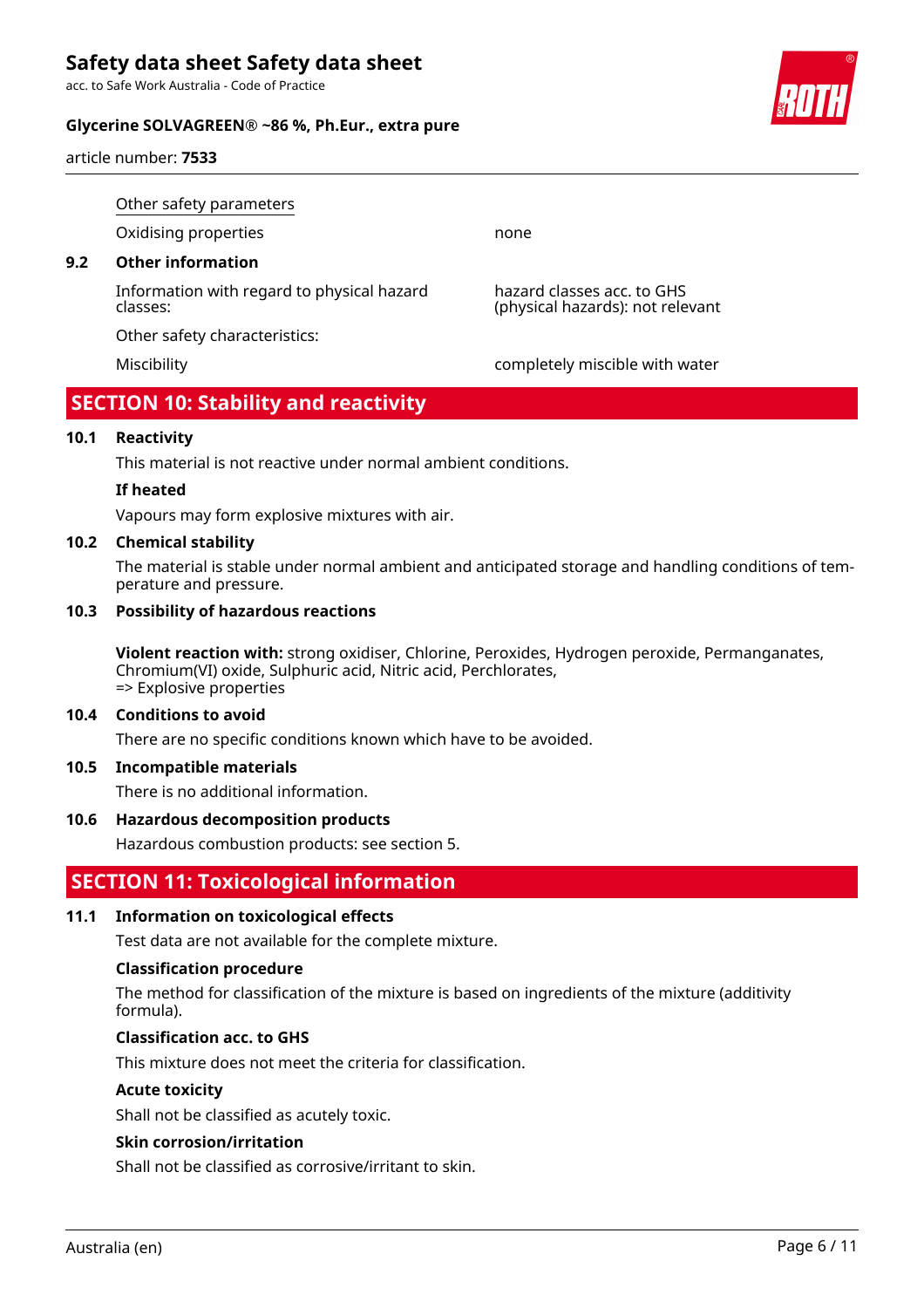Other safety parameters

| | |
|---|---|
| Oxidising properties | none |

### 9.2 Other information

| | |
|---|---|
| Information with regard to physical hazard classes: | hazard classes acc. to GHS (physical hazards): not relevant |
| Other safety characteristics: | |
| Miscibility | completely miscible with water |

## SECTION 10: Stability and reactivity

### 10.1 Reactivity

This material is not reactive under normal ambient conditions.

**If heated**

Vapours may form explosive mixtures with air.

### 10.2 Chemical stability

The material is stable under normal ambient and anticipated storage and handling conditions of temperature and pressure.

### 10.3 Possibility of hazardous reactions

**Violent reaction with:** strong oxidiser, Chlorine, Peroxides, Hydrogen peroxide, Permanganates, Chromium(VI) oxide, Sulphuric acid, Nitric acid, Perchlorates,
=> Explosive properties

### 10.4 Conditions to avoid

There are no specific conditions known which have to be avoided.

### 10.5 Incompatible materials

There is no additional information.

### 10.6 Hazardous decomposition products

Hazardous combustion products: see section 5.

## SECTION 11: Toxicological information

### 11.1 Information on toxicological effects

Test data are not available for the complete mixture.

**Classification procedure**

The method for classification of the mixture is based on ingredients of the mixture (additivity formula).

**Classification acc. to GHS**

This mixture does not meet the criteria for classification.

**Acute toxicity**

Shall not be classified as acutely toxic.

**Skin corrosion/irritation**

Shall not be classified as corrosive/irritant to skin.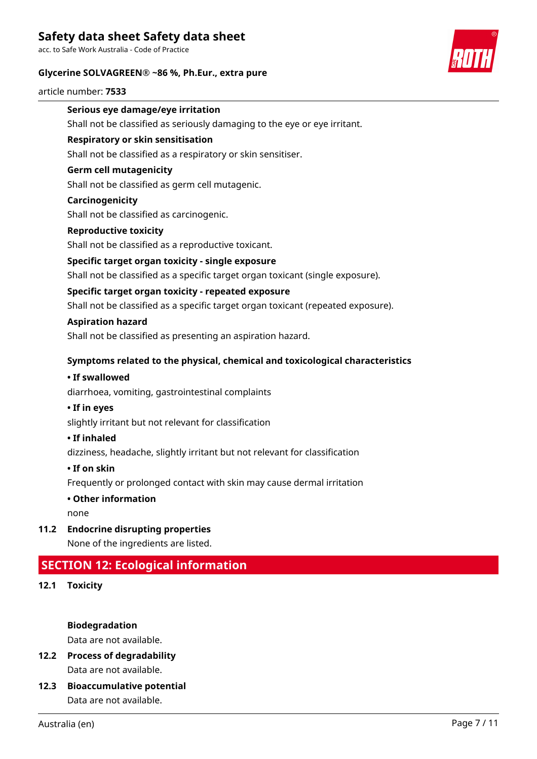#### Serious eye damage/eye irritation

Shall not be classified as seriously damaging to the eye or eye irritant.

#### Respiratory or skin sensitisation

Shall not be classified as a respiratory or skin sensitiser.

#### Germ cell mutagenicity

Shall not be classified as germ cell mutagenic.

#### Carcinogenicity

Shall not be classified as carcinogenic.

#### Reproductive toxicity

Shall not be classified as a reproductive toxicant.

#### Specific target organ toxicity - single exposure

Shall not be classified as a specific target organ toxicant (single exposure).

#### Specific target organ toxicity - repeated exposure

Shall not be classified as a specific target organ toxicant (repeated exposure).

#### Aspiration hazard

Shall not be classified as presenting an aspiration hazard.

#### Symptoms related to the physical, chemical and toxicological characteristics

**• If swallowed**

diarrhoea, vomiting, gastrointestinal complaints

**• If in eyes**

slightly irritant but not relevant for classification

**• If inhaled**

dizziness, headache, slightly irritant but not relevant for classification

**• If on skin**

Frequently or prolonged contact with skin may cause dermal irritation

**• Other information**

none

### 11.2 Endocrine disrupting properties

None of the ingredients are listed.

## SECTION 12: Ecological information

### 12.1 Toxicity

#### Biodegradation

Data are not available.

### 12.2 Process of degradability

Data are not available.

### 12.3 Bioaccumulative potential

Data are not available.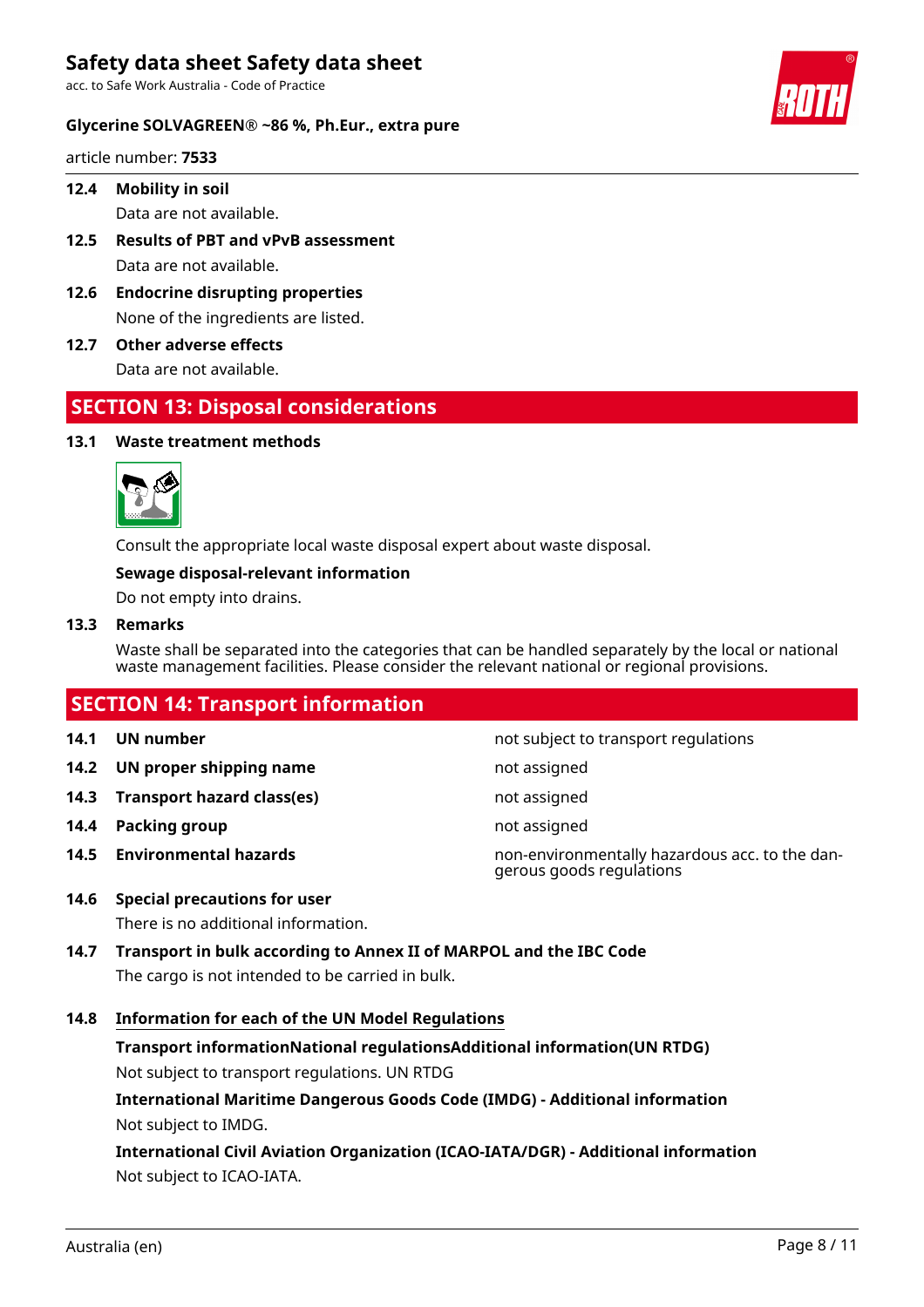### 12.4 Mobility in soil

Data are not available.

### 12.5 Results of PBT and vPvB assessment

Data are not available.

### 12.6 Endocrine disrupting properties

None of the ingredients are listed.

### 12.7 Other adverse effects

Data are not available.

## SECTION 13: Disposal considerations

### 13.1 Waste treatment methods

Consult the appropriate local waste disposal expert about waste disposal.

**Sewage disposal-relevant information**

Do not empty into drains.

### 13.3 Remarks

Waste shall be separated into the categories that can be handled separately by the local or national waste management facilities. Please consider the relevant national or regional provisions.

## SECTION 14: Transport information

| | | |
|---|---|---|
| **14.1** | **UN number** | not subject to transport regulations |
| **14.2** | **UN proper shipping name** | not assigned |
| **14.3** | **Transport hazard class(es)** | not assigned |
| **14.4** | **Packing group** | not assigned |
| **14.5** | **Environmental hazards** | non-environmentally hazardous acc. to the dangerous goods regulations |

### 14.6 Special precautions for user

There is no additional information.

### 14.7 Transport in bulk according to Annex II of MARPOL and the IBC Code

The cargo is not intended to be carried in bulk.

### 14.8 Information for each of the UN Model Regulations

**Transport informationNational regulationsAdditional information(UN RTDG)**

Not subject to transport regulations. UN RTDG

**International Maritime Dangerous Goods Code (IMDG) - Additional information**

Not subject to IMDG.

**International Civil Aviation Organization (ICAO-IATA/DGR) - Additional information**

Not subject to ICAO-IATA.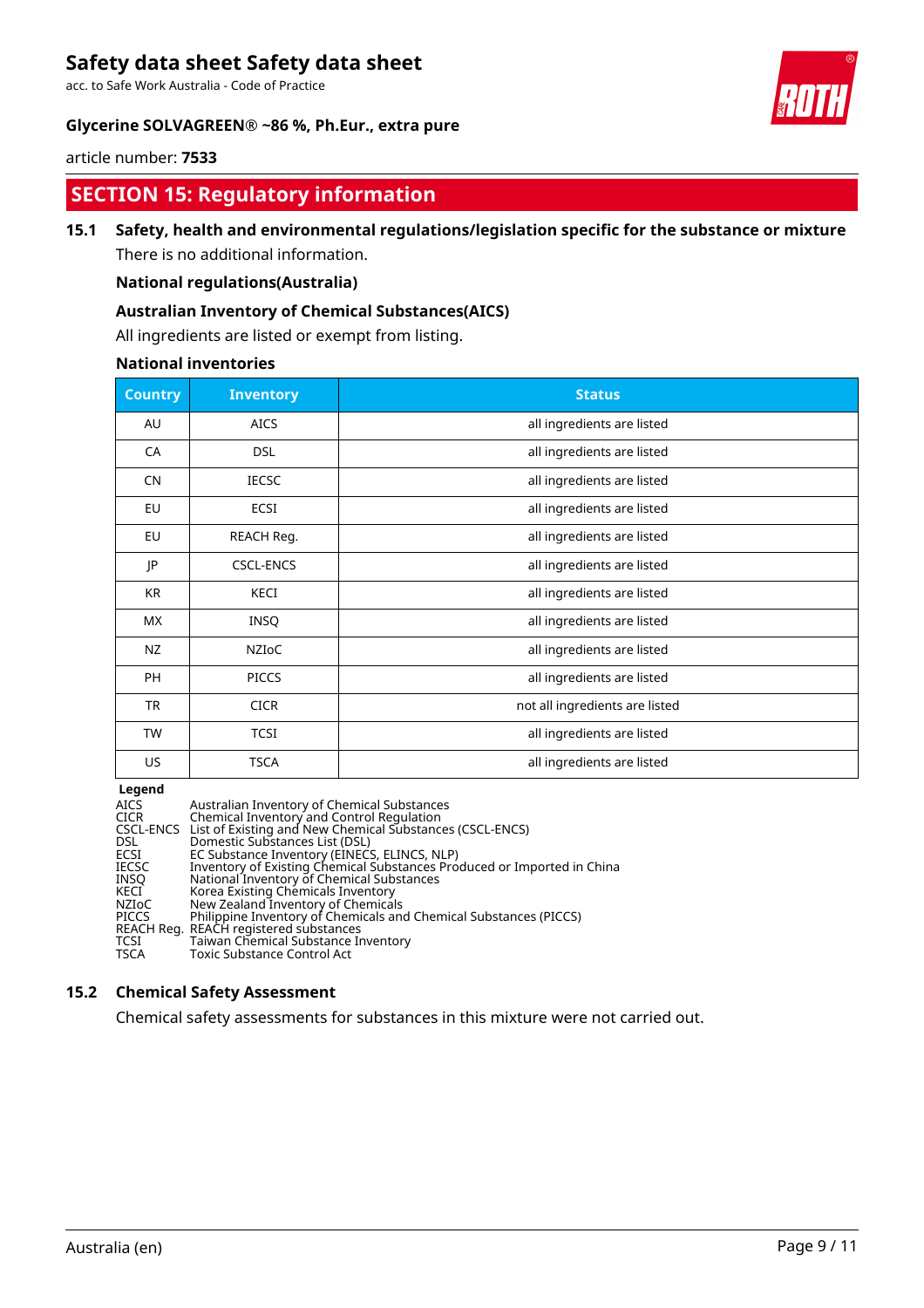## SECTION 15: Regulatory information

### 15.1 Safety, health and environmental regulations/legislation specific for the substance or mixture

There is no additional information.

**National regulations(Australia)**

**Australian Inventory of Chemical Substances(AICS)**

All ingredients are listed or exempt from listing.

**National inventories**

| Country | Inventory | Status |
|---|---|---|
| AU | AICS | all ingredients are listed |
| CA | DSL | all ingredients are listed |
| CN | IECSC | all ingredients are listed |
| EU | ECSI | all ingredients are listed |
| EU | REACH Reg. | all ingredients are listed |
| JP | CSCL-ENCS | all ingredients are listed |
| KR | KECI | all ingredients are listed |
| MX | INSQ | all ingredients are listed |
| NZ | NZIoC | all ingredients are listed |
| PH | PICCS | all ingredients are listed |
| TR | CICR | not all ingredients are listed |
| TW | TCSI | all ingredients are listed |
| US | TSCA | all ingredients are listed |

**Legend**

| | |
|---|---|
| AICS | Australian Inventory of Chemical Substances |
| CICR | Chemical Inventory and Control Regulation |
| CSCL-ENCS | List of Existing and New Chemical Substances (CSCL-ENCS) |
| DSL | Domestic Substances List (DSL) |
| ECSI | EC Substance Inventory (EINECS, ELINCS, NLP) |
| IECSC | Inventory of Existing Chemical Substances Produced or Imported in China |
| INSQ | National Inventory of Chemical Substances |
| KECI | Korea Existing Chemicals Inventory |
| NZIoC | New Zealand Inventory of Chemicals |
| PICCS | Philippine Inventory of Chemicals and Chemical Substances (PICCS) |
| REACH Reg. | REACH registered substances |
| TCSI | Taiwan Chemical Substance Inventory |
| TSCA | Toxic Substance Control Act |

### 15.2 Chemical Safety Assessment

Chemical safety assessments for substances in this mixture were not carried out.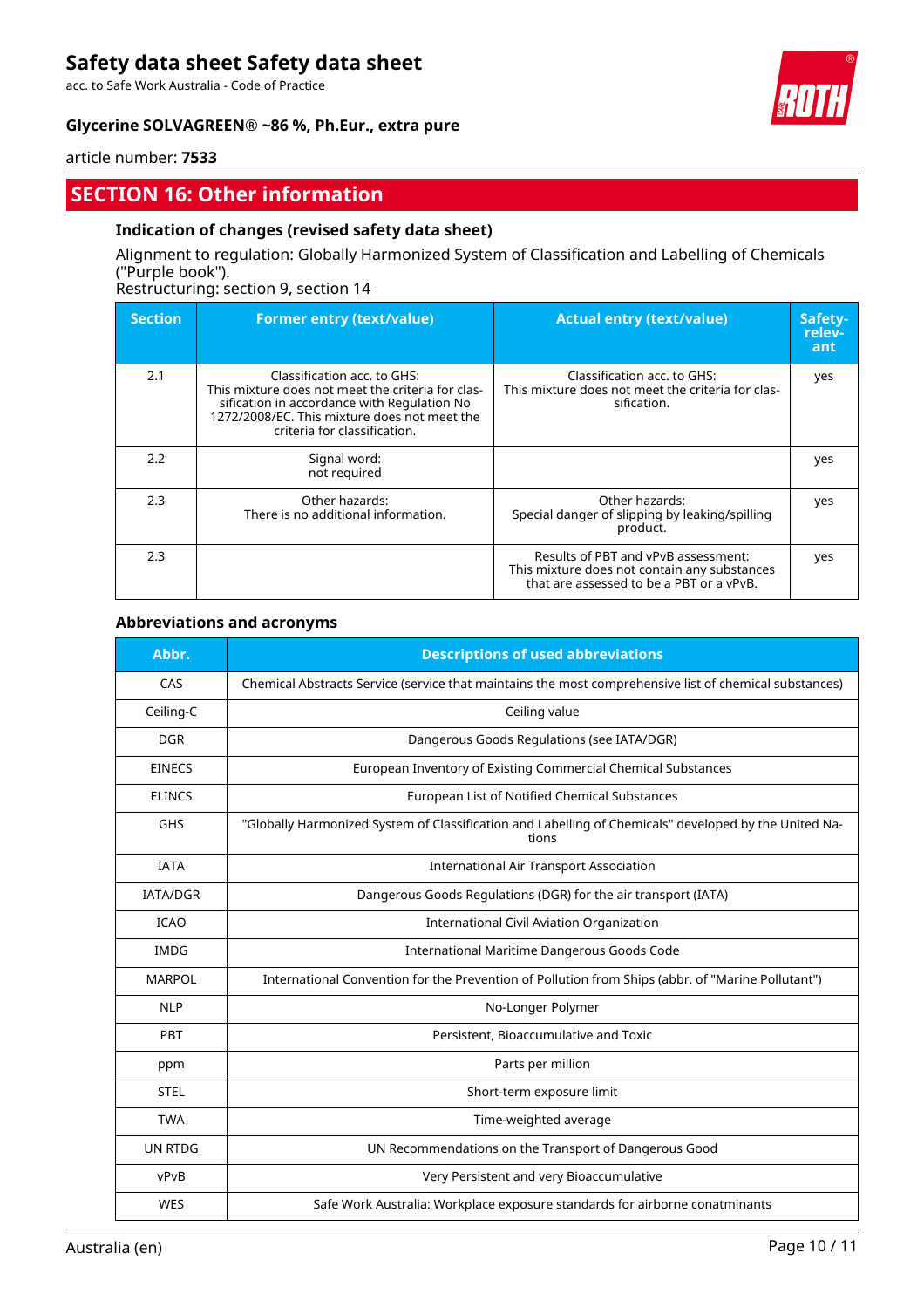## SECTION 16: Other information

### Indication of changes (revised safety data sheet)

Alignment to regulation: Globally Harmonized System of Classification and Labelling of Chemicals ("Purple book").
Restructuring: section 9, section 14

| Section | Former entry (text/value) | Actual entry (text/value) | Safety-relevant |
|---|---|---|---|
| 2.1 | Classification acc. to GHS: This mixture does not meet the criteria for classification in accordance with Regulation No 1272/2008/EC. This mixture does not meet the criteria for classification. | Classification acc. to GHS: This mixture does not meet the criteria for classification. | yes |
| 2.2 | Signal word: not required | | yes |
| 2.3 | Other hazards: There is no additional information. | Other hazards: Special danger of slipping by leaking/spilling product. | yes |
| 2.3 | | Results of PBT and vPvB assessment: This mixture does not contain any substances that are assessed to be a PBT or a vPvB. | yes |

### Abbreviations and acronyms

| Abbr. | Descriptions of used abbreviations |
|---|---|
| CAS | Chemical Abstracts Service (service that maintains the most comprehensive list of chemical substances) |
| Ceiling-C | Ceiling value |
| DGR | Dangerous Goods Regulations (see IATA/DGR) |
| EINECS | European Inventory of Existing Commercial Chemical Substances |
| ELINCS | European List of Notified Chemical Substances |
| GHS | "Globally Harmonized System of Classification and Labelling of Chemicals" developed by the United Nations |
| IATA | International Air Transport Association |
| IATA/DGR | Dangerous Goods Regulations (DGR) for the air transport (IATA) |
| ICAO | International Civil Aviation Organization |
| IMDG | International Maritime Dangerous Goods Code |
| MARPOL | International Convention for the Prevention of Pollution from Ships (abbr. of "Marine Pollutant") |
| NLP | No-Longer Polymer |
| PBT | Persistent, Bioaccumulative and Toxic |
| ppm | Parts per million |
| STEL | Short-term exposure limit |
| TWA | Time-weighted average |
| UN RTDG | UN Recommendations on the Transport of Dangerous Good |
| vPvB | Very Persistent and very Bioaccumulative |
| WES | Safe Work Australia: Workplace exposure standards for airborne conatminants |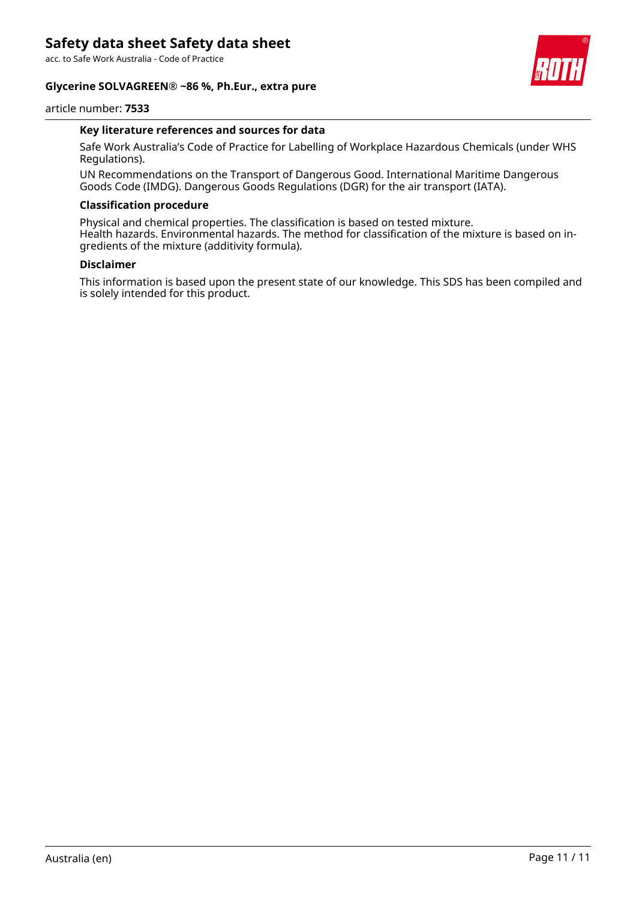### Key literature references and sources for data

Safe Work Australia's Code of Practice for Labelling of Workplace Hazardous Chemicals (under WHS Regulations).

UN Recommendations on the Transport of Dangerous Good. International Maritime Dangerous Goods Code (IMDG). Dangerous Goods Regulations (DGR) for the air transport (IATA).

### Classification procedure

Physical and chemical properties. The classification is based on tested mixture.
Health hazards. Environmental hazards. The method for classification of the mixture is based on ingredients of the mixture (additivity formula).

### Disclaimer

This information is based upon the present state of our knowledge. This SDS has been compiled and is solely intended for this product.